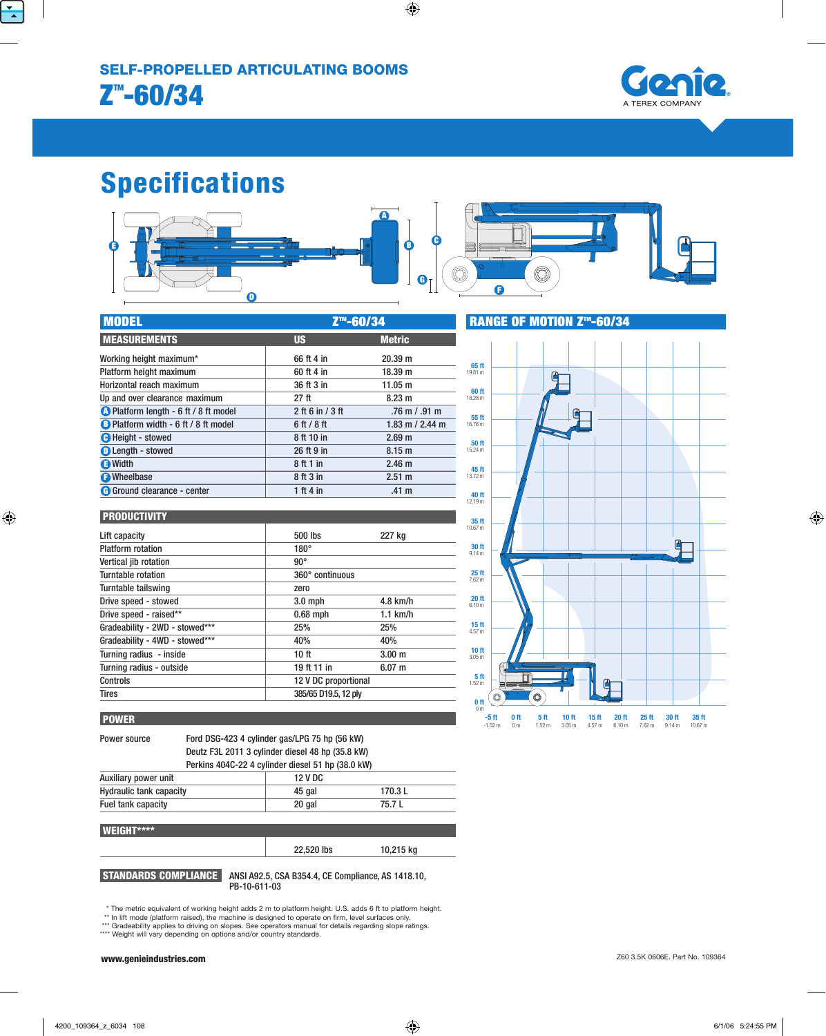# SELF-PROPELLED ARTICULATING BOOMS

# Z™-60/34

Genie
A TEREX COMPANY

## Specifications

| MODEL | Z™-60/34 | |
|---|---|---|
| **MEASUREMENTS** | **US** | **Metric** |
| Working height maximum* | 66 ft 4 in | 20.39 m |
| Platform height maximum | 60 ft 4 in | 18.39 m |
| Horizontal reach maximum | 36 ft 3 in | 11.05 m |
| Up and over clearance maximum | 27 ft | 8.23 m |
| A Platform length - 6 ft / 8 ft model | 2 ft 6 in / 3 ft | .76 m / .91 m |
| B Platform width - 6 ft / 8 ft model | 6 ft / 8 ft | 1.83 m / 2.44 m |
| C Height - stowed | 8 ft 10 in | 2.69 m |
| D Length - stowed | 26 ft 9 in | 8.15 m |
| E Width | 8 ft 1 in | 2.46 m |
| F Wheelbase | 8 ft 3 in | 2.51 m |
| G Ground clearance - center | 1 ft 4 in | .41 m |

### PRODUCTIVITY

| | | |
|---|---|---|
| Lift capacity | 500 lbs | 227 kg |
| Platform rotation | 180° | |
| Vertical jib rotation | 90° | |
| Turntable rotation | 360° continuous | |
| Turntable tailswing | zero | |
| Drive speed - stowed | 3.0 mph | 4.8 km/h |
| Drive speed - raised** | 0.68 mph | 1.1 km/h |
| Gradeability - 2WD - stowed*** | 25% | 25% |
| Gradeability - 4WD - stowed*** | 40% | 40% |
| Turning radius - inside | 10 ft | 3.00 m |
| Turning radius - outside | 19 ft 11 in | 6.07 m |
| Controls | 12 V DC proportional | |
| Tires | 385/65 D19.5, 12 ply | |

### POWER

Power source: Ford DSG-423 4 cylinder gas/LPG 75 hp (56 kW)
Deutz F3L 2011 3 cylinder diesel 48 hp (35.8 kW)
Perkins 404C-22 4 cylinder diesel 51 hp (38.0 kW)

| | | |
|---|---|---|
| Auxiliary power unit | 12 V DC | |
| Hydraulic tank capacity | 45 gal | 170.3 L |
| Fuel tank capacity | 20 gal | 75.7 L |

### WEIGHT****

| | | |
|---|---|---|
| | 22,520 lbs | 10,215 kg |

### STANDARDS COMPLIANCE

ANSI A92.5, CSA B354.4, CE Compliance, AS 1418.10, PB-10-611-03

### RANGE OF MOTION Z™-60/34

\* The metric equivalent of working height adds 2 m to platform height. U.S. adds 6 ft to platform height.
\*\* In lift mode (platform raised), the machine is designed to operate on firm, level surfaces only.
\*\*\* Gradeability applies to driving on slopes. See operators manual for details regarding slope ratings.
\*\*\*\* Weight will vary depending on options and/or country standards.

www.genieindustries.com

Z60 3.5K 0606E. Part No. 109364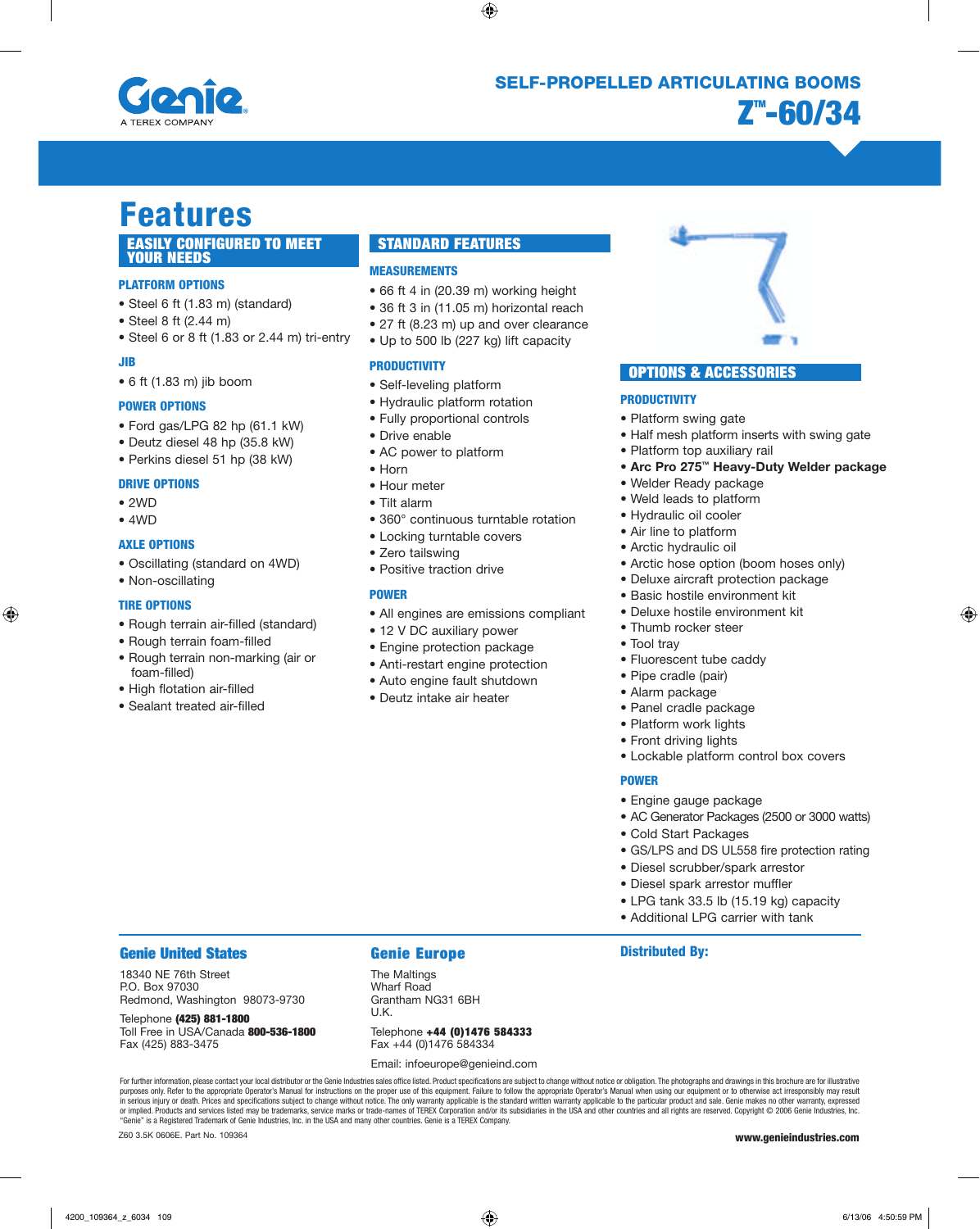# SELF-PROPELLED ARTICULATING BOOMS

# Z™-60/34

# Features

## EASILY CONFIGURED TO MEET YOUR NEEDS

### PLATFORM OPTIONS

- Steel 6 ft (1.83 m) (standard)
- Steel 8 ft (2.44 m)
- Steel 6 or 8 ft (1.83 or 2.44 m) tri-entry

### JIB

- 6 ft (1.83 m) jib boom

### POWER OPTIONS

- Ford gas/LPG 82 hp (61.1 kW)
- Deutz diesel 48 hp (35.8 kW)
- Perkins diesel 51 hp (38 kW)

### DRIVE OPTIONS

- 2WD
- 4WD

### AXLE OPTIONS

- Oscillating (standard on 4WD)
- Non-oscillating

### TIRE OPTIONS

- Rough terrain air-filled (standard)
- Rough terrain foam-filled
- Rough terrain non-marking (air or foam-filled)
- High flotation air-filled
- Sealant treated air-filled

## STANDARD FEATURES

### MEASUREMENTS

- 66 ft 4 in (20.39 m) working height
- 36 ft 3 in (11.05 m) horizontal reach
- 27 ft (8.23 m) up and over clearance
- Up to 500 lb (227 kg) lift capacity

### PRODUCTIVITY

- Self-leveling platform
- Hydraulic platform rotation
- Fully proportional controls
- Drive enable
- AC power to platform
- Horn
- Hour meter
- Tilt alarm
- 360° continuous turntable rotation
- Locking turntable covers
- Zero tailswing
- Positive traction drive

### POWER

- All engines are emissions compliant
- 12 V DC auxiliary power
- Engine protection package
- Anti-restart engine protection
- Auto engine fault shutdown
- Deutz intake air heater

## OPTIONS & ACCESSORIES

### PRODUCTIVITY

- Platform swing gate
- Half mesh platform inserts with swing gate
- Platform top auxiliary rail
- **Arc Pro 275™ Heavy-Duty Welder package**
- Welder Ready package
- Weld leads to platform
- Hydraulic oil cooler
- Air line to platform
- Arctic hydraulic oil
- Arctic hose option (boom hoses only)
- Deluxe aircraft protection package
- Basic hostile environment kit
- Deluxe hostile environment kit
- Thumb rocker steer
- Tool tray
- Fluorescent tube caddy
- Pipe cradle (pair)
- Alarm package
- Panel cradle package
- Platform work lights
- Front driving lights
- Lockable platform control box covers

### POWER

- Engine gauge package
- AC Generator Packages (2500 or 3000 watts)
- Cold Start Packages
- GS/LPS and DS UL558 fire protection rating
- Diesel scrubber/spark arrestor
- Diesel spark arrestor muffler
- LPG tank 33.5 lb (15.19 kg) capacity
- Additional LPG carrier with tank

### Genie United States

18340 NE 76th Street
P.O. Box 97030
Redmond, Washington 98073-9730

Telephone **(425) 881-1800**
Toll Free in USA/Canada **800-536-1800**
Fax (425) 883-3475

### Genie Europe

The Maltings
Wharf Road
Grantham NG31 6BH
U.K.

Telephone **+44 (0)1476 584333**
Fax +44 (0)1476 584334

Email: infoeurope@genieind.com

### Distributed By:

For further information, please contact your local distributor or the Genie Industries sales office listed. Product specifications are subject to change without notice or obligation. The photographs and drawings in this brochure are for illustrative purposes only. Refer to the appropriate Operator's Manual for instructions on the proper use of this equipment. Failure to follow the appropriate Operator's Manual when using our equipment or to otherwise act irresponsibly may result in serious injury or death. Prices and specifications subject to change without notice. The only warranty applicable is the standard written warranty applicable to the particular product and sale. Genie makes no other warranty, expressed or implied. Products and services listed may be trademarks, service marks or trade-names of TEREX Corporation and/or its subsidiaries in the USA and other countries and all rights are reserved. Copyright © 2006 Genie Industries, Inc. "Genie" is a Registered Trademark of Genie Industries, Inc. in the USA and many other countries. Genie is a TEREX Company.

Z60 3.5K 0606E. Part No. 109364

www.genieindustries.com